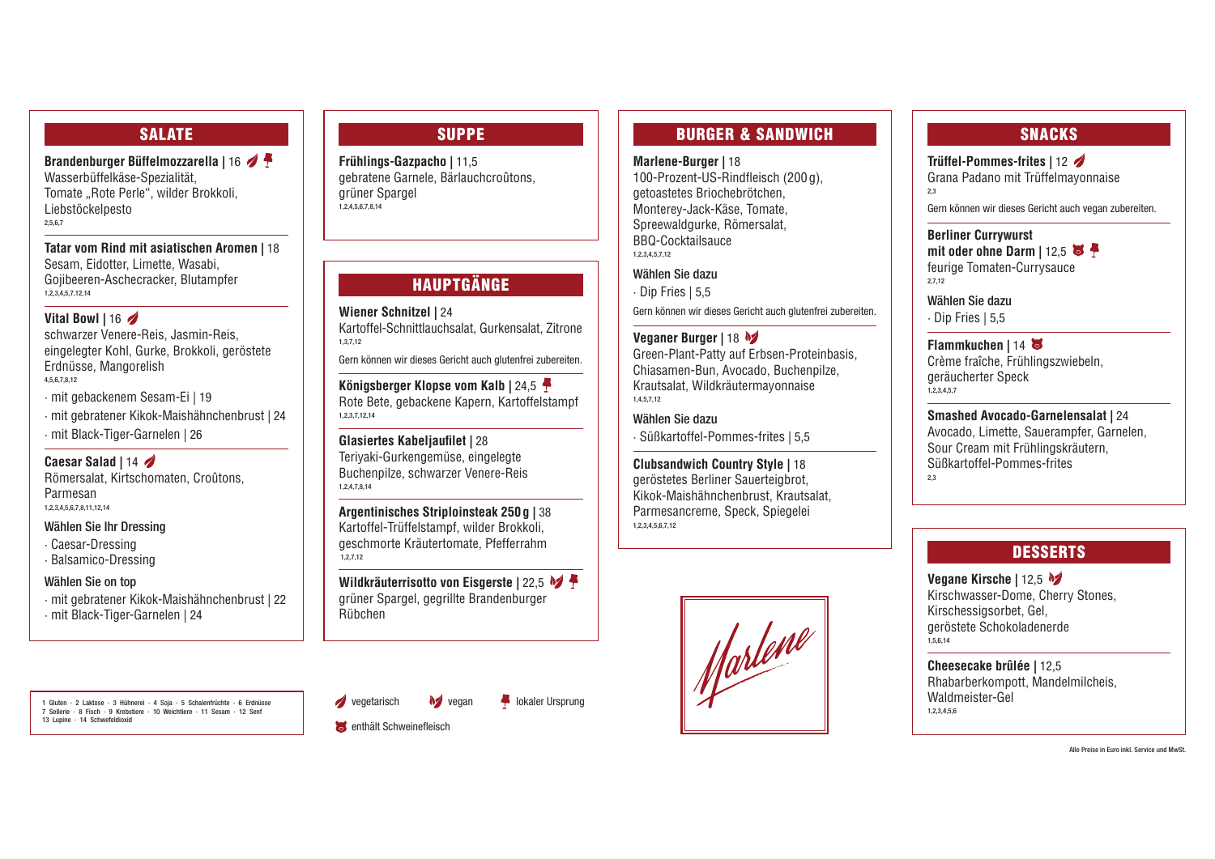## SALATE

**Brandenburger Büffelmozzarella |** 16 🌿 📍
Wasserbüffelkäse-Spezialität,
Tomate „Rote Perle", wilder Brokkoli,
Liebstöckelpesto
2,5,6,7

**Tatar vom Rind mit asiatischen Aromen |** 18
Sesam, Eidotter, Limette, Wasabi,
Gojibeeren-Aschecracker, Blutampfer
1,2,3,4,5,7,12,14

**Vital Bowl |** 16 🌿
schwarzer Venere-Reis, Jasmin-Reis,
eingelegter Kohl, Gurke, Brokkoli, geröstete
Erdnüsse, Mangorelish
4,5,6,7,8,12

- mit gebackenem Sesam-Ei | 19
- mit gebratener Kikok-Maishähnchenbrust | 24
- mit Black-Tiger-Garnelen | 26

**Caesar Salad |** 14 🌿
Römersalat, Kirtschomaten, Croûtons,
Parmesan
1,2,3,4,5,6,7,8,11,12,14

Wählen Sie Ihr Dressing
- Caesar-Dressing
- Balsamico-Dressing

Wählen Sie on top
- mit gebratener Kikok-Maishähnchenbrust | 22
- mit Black-Tiger-Garnelen | 24

## SUPPE

**Frühlings-Gazpacho |** 11,5
gebratene Garnele, Bärlauchcroûtons,
grüner Spargel
1,2,4,5,6,7,8,14

## HAUPTGÄNGE

**Wiener Schnitzel |** 24
Kartoffel-Schnittlauchsalat, Gurkensalat, Zitrone
1,3,7,12

Gern können wir dieses Gericht auch glutenfrei zubereiten.

**Königsberger Klopse vom Kalb |** 24,5 📍
Rote Bete, gebackene Kapern, Kartoffelstampf
1,2,3,7,12,14

**Glasiertes Kabeljaufilet |** 28
Teriyaki-Gurkengemüse, eingelegte
Buchenpilze, schwarzer Venere-Reis
1,2,4,7,8,14

**Argentinisches Striploinsteak 250 g |** 38
Kartoffel-Trüffelstampf, wilder Brokkoli,
geschmorte Kräutertomate, Pfefferrahm
1,2,7,12

**Wildkräuterrisotto von Eisgerste |** 22,5 🌱 📍
grüner Spargel, gegrillte Brandenburger
Rübchen

## BURGER & SANDWICH

**Marlene-Burger |** 18
100-Prozent-US-Rindfleisch (200 g),
getoastetes Briochebrötchen,
Monterey-Jack-Käse, Tomate,
Spreewaldgurke, Römersalat,
BBQ-Cocktailsauce
1,2,3,4,5,7,12

Wählen Sie dazu
- Dip Fries | 5,5

Gern können wir dieses Gericht auch glutenfrei zubereiten.

**Veganer Burger |** 18 🌱
Green-Plant-Patty auf Erbsen-Proteinbasis,
Chiasamen-Bun, Avocado, Buchenpilze,
Krautsalat, Wildkräutermayonnaise
1,4,5,7,12

Wählen Sie dazu
- Süßkartoffel-Pommes-frites | 5,5

**Clubsandwich Country Style |** 18
geröstetes Berliner Sauerteigbrot,
Kikok-Maishähnchenbrust, Krautsalat,
Parmesancreme, Speck, Spiegelei
1,2,3,4,5,6,7,12

Marlene

## SNACKS

**Trüffel-Pommes-frites |** 12 🌿
Grana Padano mit Trüffelmayonnaise
2,3

Gern können wir dieses Gericht auch vegan zubereiten.

**Berliner Currywurst mit oder ohne Darm |** 12,5 🐷 📍
feurige Tomaten-Currysauce
2,7,12

Wählen Sie dazu
- Dip Fries | 5,5

**Flammkuchen |** 14 🐷
Crème fraîche, Frühlingszwiebeln,
geräucherter Speck
1,2,3,4,5,7

**Smashed Avocado-Garnelensalat |** 24
Avocado, Limette, Sauerampfer, Garnelen,
Sour Cream mit Frühlingskräutern,
Süßkartoffel-Pommes-frites
2,3

## DESSERTS

**Vegane Kirsche |** 12,5 🌱
Kirschwasser-Dome, Cherry Stones,
Kirschessigsorbet, Gel,
geröstete Schokoladenerde
1,5,6,14

**Cheesecake brûlée |** 12,5
Rhabarberkompott, Mandelmilcheis,
Waldmeister-Gel
1,2,3,4,5,6

1 Gluten · 2 Laktose · 3 Hühnerei · 4 Soja · 5 Schalenfrüchte · 6 Erdnüsse
7 Sellerie · 8 Fisch · 9 Krebstiere · 10 Weichtiere · 11 Sesam · 12 Senf
13 Lupine · 14 Schwefeldioxid

🌿 vegetarisch 🌱 vegan 📍 lokaler Ursprung
🐷 enthält Schweinefleisch

Alle Preise in Euro inkl. Service und MwSt.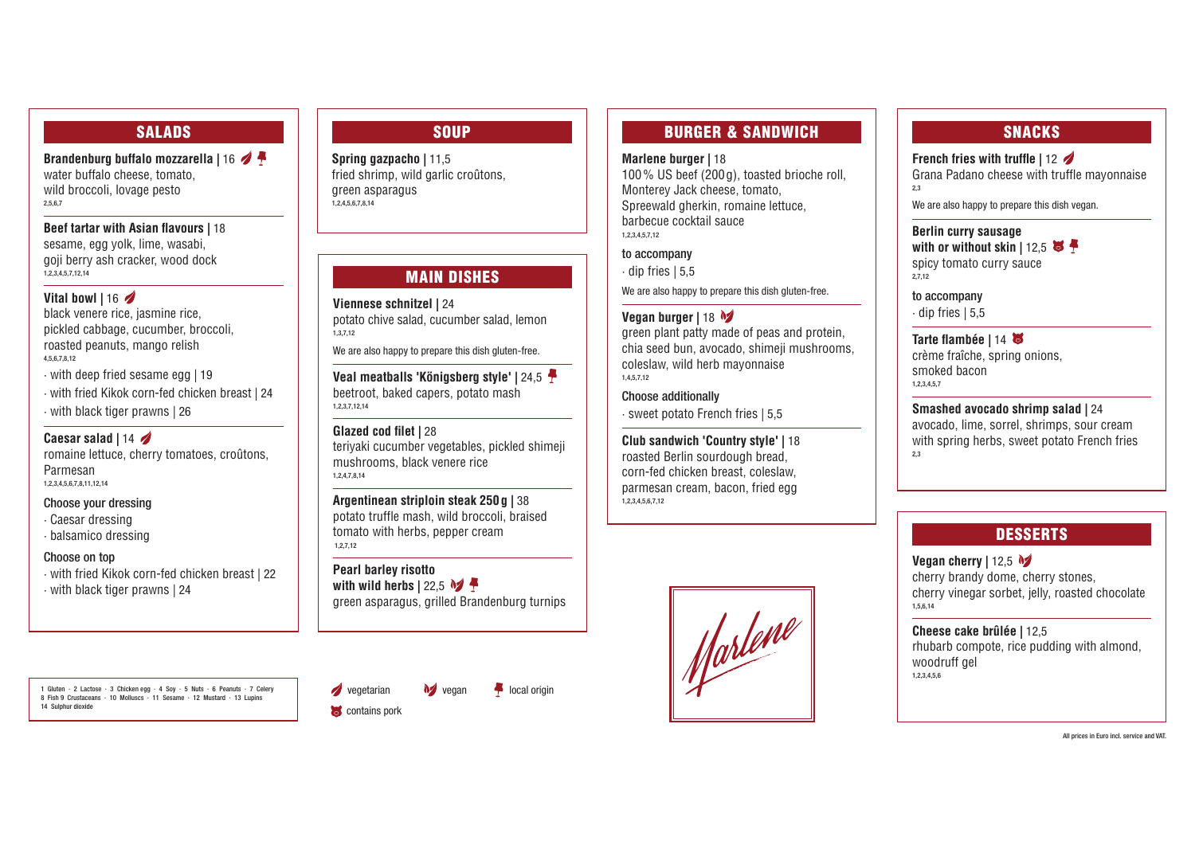## SALADS

**Brandenburg buffalo mozzarella |** 16 (vegetarian) (local origin)
water buffalo cheese, tomato, wild broccoli, lovage pesto
2,5,6,7

**Beef tartar with Asian flavours |** 18
sesame, egg yolk, lime, wasabi, goji berry ash cracker, wood dock
1,2,3,4,5,7,12,14

**Vital bowl |** 16 (vegetarian)
black venere rice, jasmine rice, pickled cabbage, cucumber, broccoli, roasted peanuts, mango relish
4,5,6,7,8,12

- with deep fried sesame egg | 19
- with fried Kikok corn-fed chicken breast | 24
- with black tiger prawns | 26

**Caesar salad |** 14 (vegetarian)
romaine lettuce, cherry tomatoes, croûtons, Parmesan
1,2,3,4,5,6,7,8,11,12,14

Choose your dressing

- Caesar dressing
- balsamico dressing

Choose on top

- with fried Kikok corn-fed chicken breast | 22
- with black tiger prawns | 24

## SOUP

**Spring gazpacho |** 11,5
fried shrimp, wild garlic croûtons, green asparagus
1,2,4,5,6,7,8,14

## MAIN DISHES

**Viennese schnitzel |** 24
potato chive salad, cucumber salad, lemon
1,3,7,12

We are also happy to prepare this dish gluten-free.

**Veal meatballs 'Königsberg style' |** 24,5 (local origin)
beetroot, baked capers, potato mash
1,2,3,7,12,14

**Glazed cod filet |** 28
teriyaki cucumber vegetables, pickled shimeji mushrooms, black venere rice
1,2,4,7,8,14

**Argentinean striploin steak 250 g |** 38
potato truffle mash, wild broccoli, braised tomato with herbs, pepper cream
1,2,7,12

**Pearl barley risotto with wild herbs |** 22,5 (vegan) (local origin)
green asparagus, grilled Brandenburg turnips

## BURGER & SANDWICH

**Marlene burger |** 18
100 % US beef (200 g), toasted brioche roll, Monterey Jack cheese, tomato, Spreewald gherkin, romaine lettuce, barbecue cocktail sauce
1,2,3,4,5,7,12

to accompany

- dip fries | 5,5

We are also happy to prepare this dish gluten-free.

**Vegan burger |** 18 (vegan)
green plant patty made of peas and protein, chia seed bun, avocado, shimeji mushrooms, coleslaw, wild herb mayonnaise
1,4,5,7,12

Choose additionally

- sweet potato French fries | 5,5

**Club sandwich 'Country style' |** 18
roasted Berlin sourdough bread, corn-fed chicken breast, coleslaw, parmesan cream, bacon, fried egg
1,2,3,4,5,6,7,12

## SNACKS

**French fries with truffle |** 12 (vegetarian)
Grana Padano cheese with truffle mayonnaise
2,3

We are also happy to prepare this dish vegan.

**Berlin curry sausage with or without skin |** 12,5 (contains pork) (local origin)
spicy tomato curry sauce
2,7,12

to accompany

- dip fries | 5,5

**Tarte flambée |** 14 (contains pork)
crème fraîche, spring onions, smoked bacon
1,2,3,4,5,7

**Smashed avocado shrimp salad |** 24
avocado, lime, sorrel, shrimps, sour cream with spring herbs, sweet potato French fries
2,3

## DESSERTS

**Vegan cherry |** 12,5 (vegan)
cherry brandy dome, cherry stones, cherry vinegar sorbet, jelly, roasted chocolate
1,5,6,14

**Cheese cake brûlée |** 12,5
rhubarb compote, rice pudding with almond, woodruff gel
1,2,3,4,5,6

Marlene

1 Gluten · 2 Lactose · 3 Chicken egg · 4 Soy · 5 Nuts · 6 Peanuts · 7 Celery
8 Fish 9 Crustaceans · 10 Molluscs · 11 Sesame · 12 Mustard · 13 Lupins
14 Sulphur dioxide

vegetarian · vegan · local origin · contains pork

All prices in Euro incl. service and VAT.